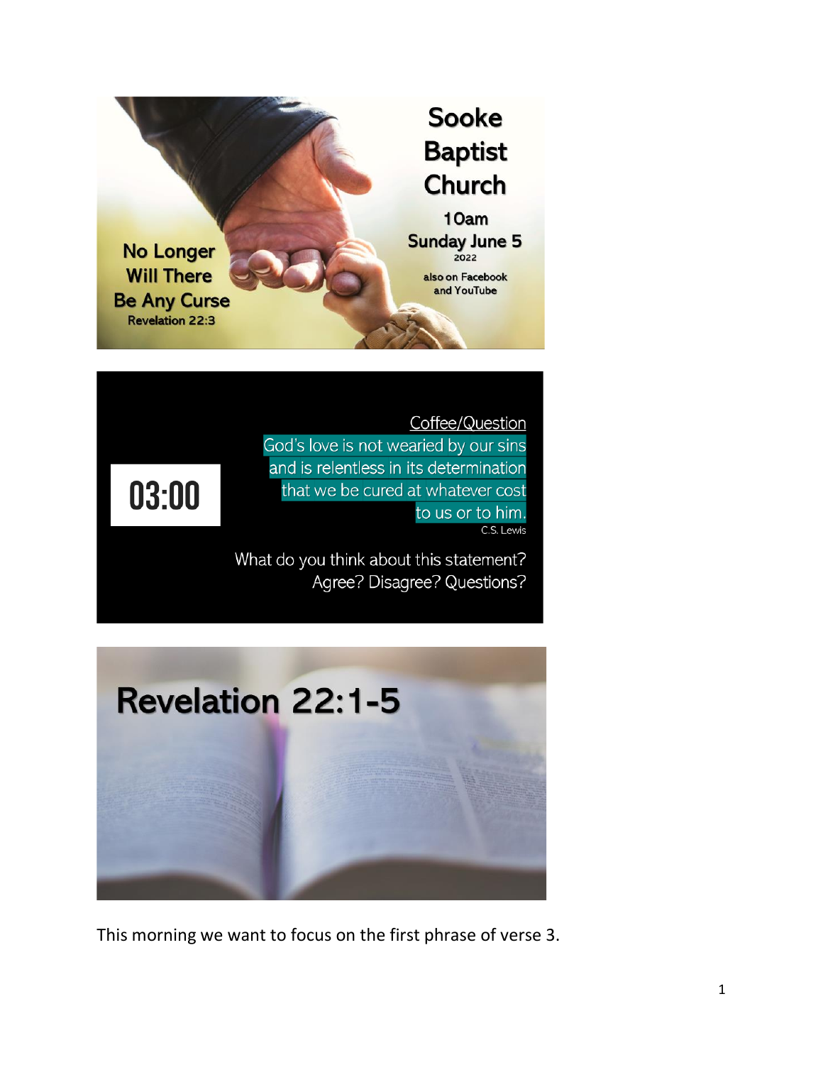No Longer Will There Be Any Curse
Revelation 22:3

Sooke Baptist Church

10am Sunday June 5 2022

also on Facebook and YouTube

03:00

Coffee/Question

God's love is not wearied by our sins and is relentless in its determination that we be cured at whatever cost to us or to him.

C.S. Lewis

What do you think about this statement? Agree? Disagree? Questions?

# Revelation 22:1-5

This morning we want to focus on the first phrase of verse 3.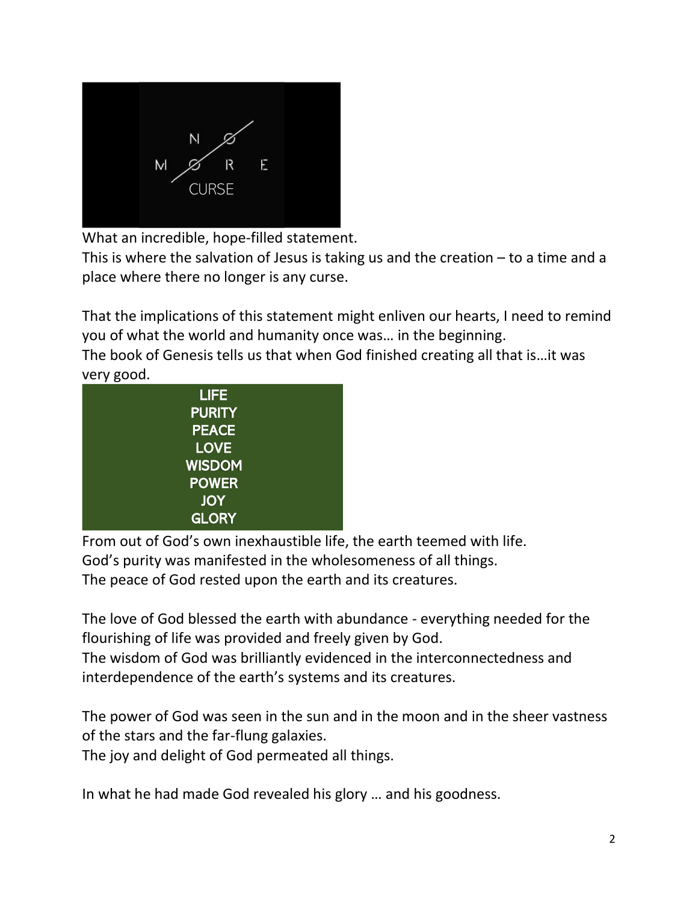NO MORE CURSE

What an incredible, hope-filled statement.
This is where the salvation of Jesus is taking us and the creation – to a time and a place where there no longer is any curse.

That the implications of this statement might enliven our hearts, I need to remind you of what the world and humanity once was… in the beginning.
The book of Genesis tells us that when God finished creating all that is…it was very good.

**LIFE**
**PURITY**
**PEACE**
**LOVE**
**WISDOM**
**POWER**
**JOY**
**GLORY**

From out of God's own inexhaustible life, the earth teemed with life.
God's purity was manifested in the wholesomeness of all things.
The peace of God rested upon the earth and its creatures.

The love of God blessed the earth with abundance - everything needed for the flourishing of life was provided and freely given by God.
The wisdom of God was brilliantly evidenced in the interconnectedness and interdependence of the earth's systems and its creatures.

The power of God was seen in the sun and in the moon and in the sheer vastness of the stars and the far-flung galaxies.
The joy and delight of God permeated all things.

In what he had made God revealed his glory … and his goodness.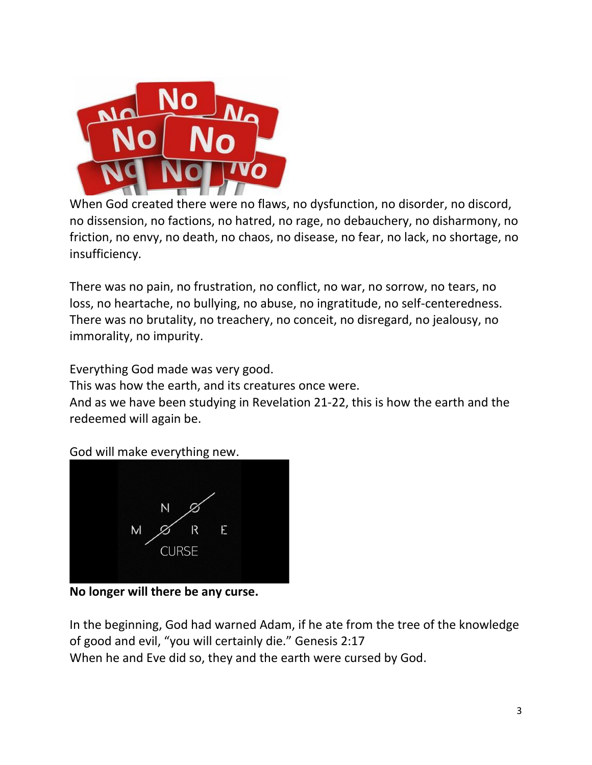When God created there were no flaws, no dysfunction, no disorder, no discord, no dissension, no factions, no hatred, no rage, no debauchery, no disharmony, no friction, no envy, no death, no chaos, no disease, no fear, no lack, no shortage, no insufficiency.

There was no pain, no frustration, no conflict, no war, no sorrow, no tears, no loss, no heartache, no bullying, no abuse, no ingratitude, no self-centeredness. There was no brutality, no treachery, no conceit, no disregard, no jealousy, no immorality, no impurity.

Everything God made was very good.
This was how the earth, and its creatures once were.
And as we have been studying in Revelation 21-22, this is how the earth and the redeemed will again be.

God will make everything new.

**No longer will there be any curse.**

In the beginning, God had warned Adam, if he ate from the tree of the knowledge of good and evil, "you will certainly die." Genesis 2:17
When he and Eve did so, they and the earth were cursed by God.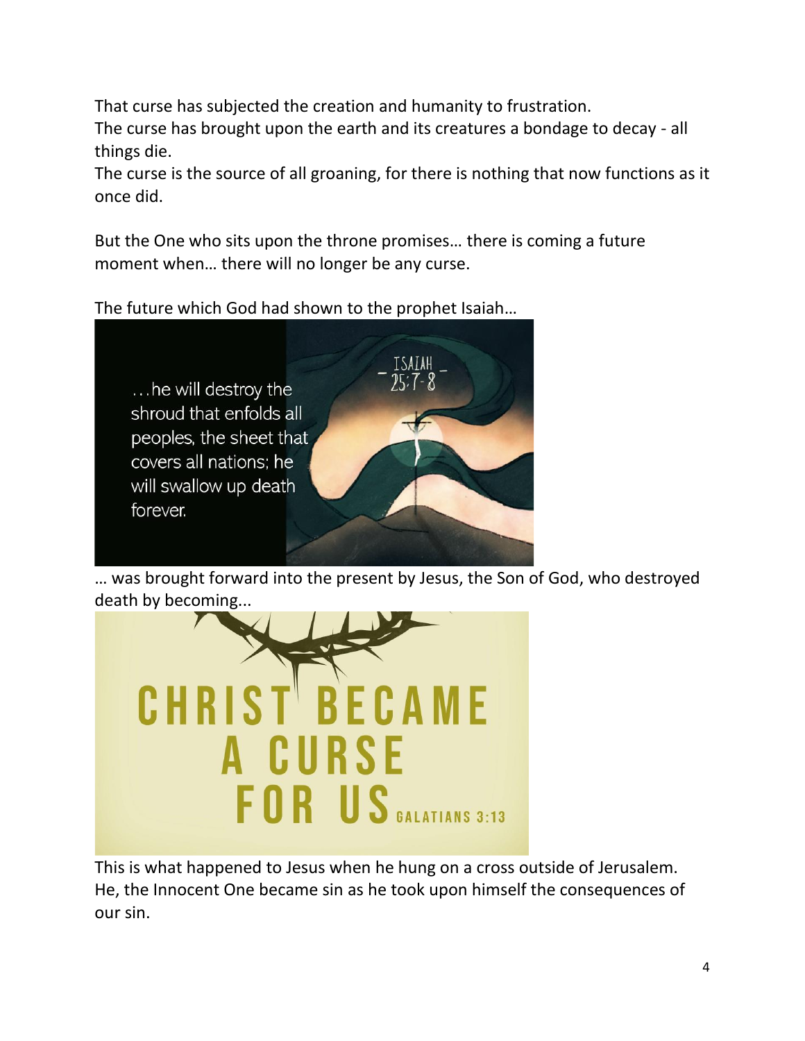That curse has subjected the creation and humanity to frustration.
The curse has brought upon the earth and its creatures a bondage to decay - all things die.
The curse is the source of all groaning, for there is nothing that now functions as it once did.

But the One who sits upon the throne promises… there is coming a future moment when… there will no longer be any curse.

The future which God had shown to the prophet Isaiah…

…he will destroy the shroud that enfolds all peoples, the sheet that covers all nations; he will swallow up death forever.

ISAIAH 25:7-8

… was brought forward into the present by Jesus, the Son of God, who destroyed death by becoming...

CHRIST BECAME A CURSE FOR US GALATIANS 3:13

This is what happened to Jesus when he hung on a cross outside of Jerusalem. He, the Innocent One became sin as he took upon himself the consequences of our sin.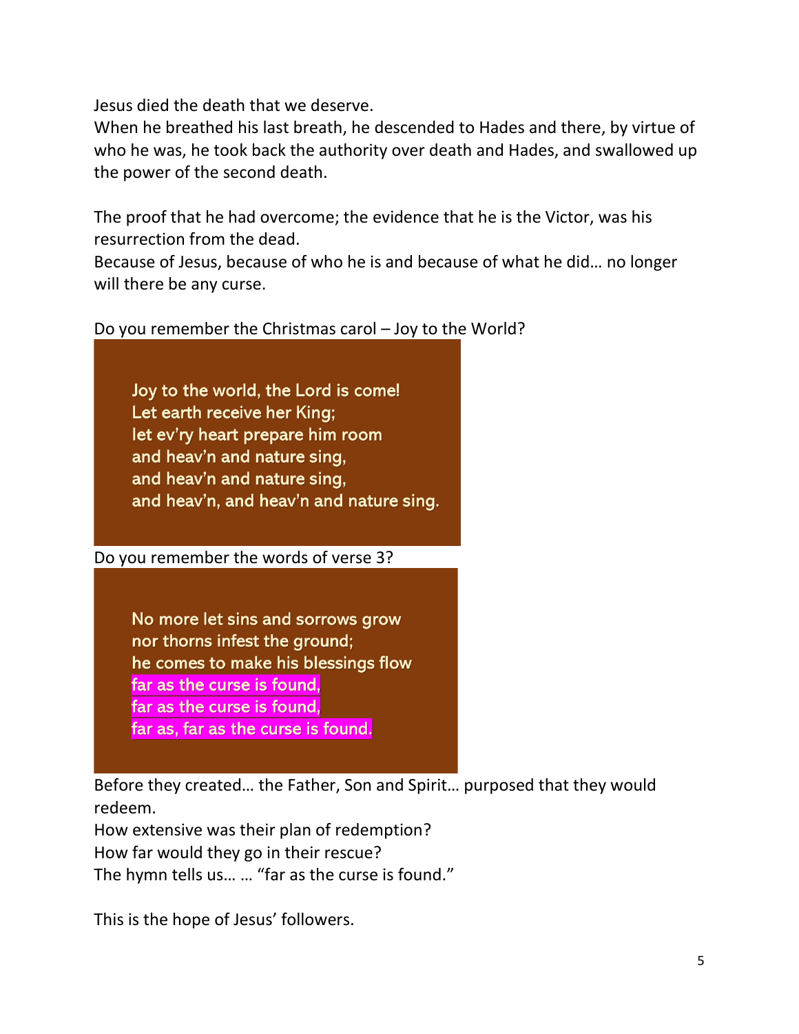Jesus died the death that we deserve.
When he breathed his last breath, he descended to Hades and there, by virtue of who he was, he took back the authority over death and Hades, and swallowed up the power of the second death.

The proof that he had overcome; the evidence that he is the Victor, was his resurrection from the dead.
Because of Jesus, because of who he is and because of what he did… no longer will there be any curse.

Do you remember the Christmas carol – Joy to the World?

> Joy to the world, the Lord is come!
> Let earth receive her King;
> let ev'ry heart prepare him room
> and heav'n and nature sing,
> and heav'n and nature sing,
> and heav'n, and heav'n and nature sing.

Do you remember the words of verse 3?

> No more let sins and sorrows grow
> nor thorns infest the ground;
> he comes to make his blessings flow
> far as the curse is found,
> far as the curse is found,
> far as, far as the curse is found.

Before they created… the Father, Son and Spirit… purposed that they would redeem.
How extensive was their plan of redemption?
How far would they go in their rescue?
The hymn tells us… … "far as the curse is found."

This is the hope of Jesus' followers.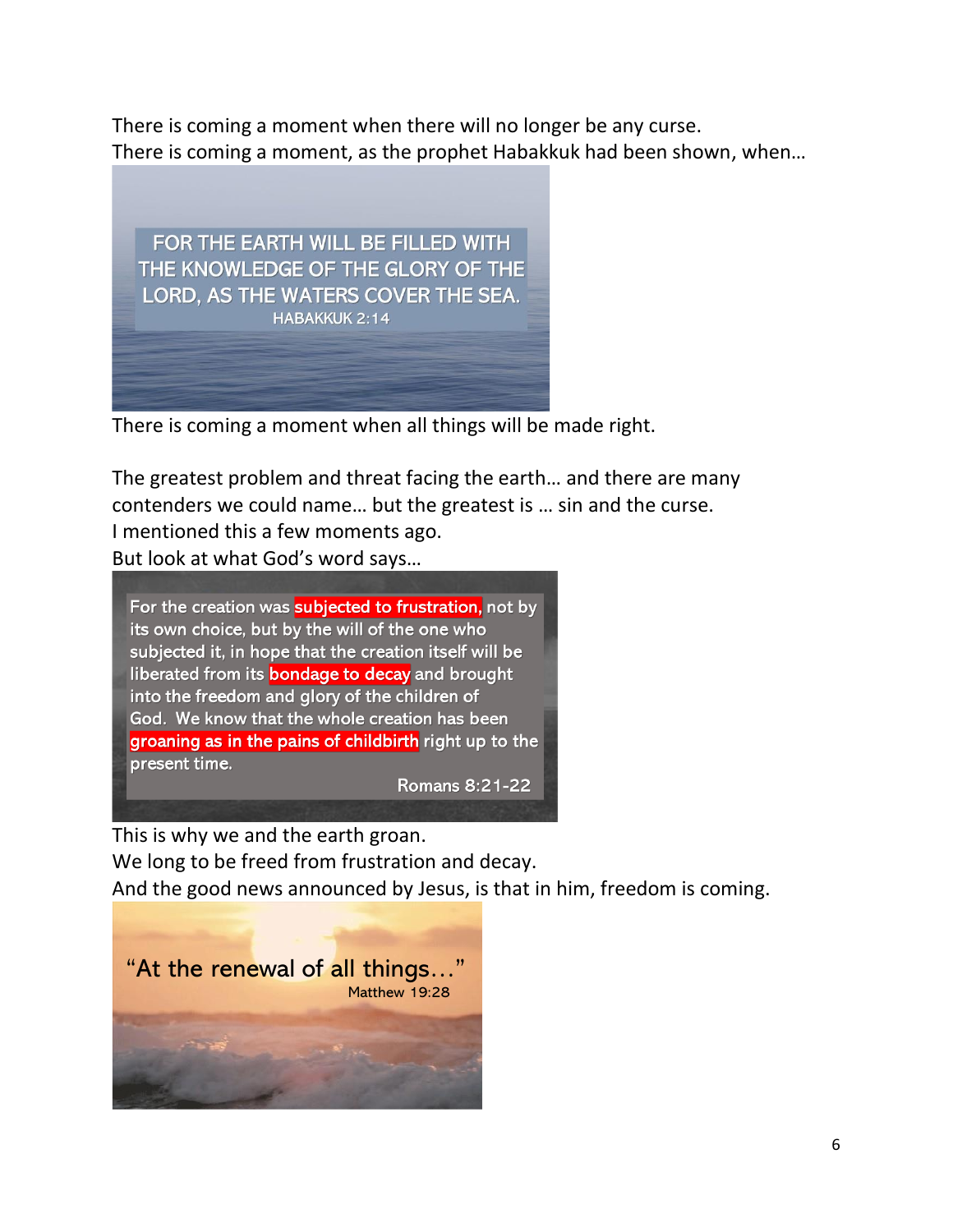There is coming a moment when there will no longer be any curse.
There is coming a moment, as the prophet Habakkuk had been shown, when…

FOR THE EARTH WILL BE FILLED WITH THE KNOWLEDGE OF THE GLORY OF THE LORD, AS THE WATERS COVER THE SEA.
HABAKKUK 2:14

There is coming a moment when all things will be made right.

The greatest problem and threat facing the earth… and there are many contenders we could name… but the greatest is … sin and the curse.
I mentioned this a few moments ago.
But look at what God's word says…

For the creation was subjected to frustration, not by its own choice, but by the will of the one who subjected it, in hope that the creation itself will be liberated from its bondage to decay and brought into the freedom and glory of the children of God. We know that the whole creation has been groaning as in the pains of childbirth right up to the present time.
Romans 8:21-22

This is why we and the earth groan.
We long to be freed from frustration and decay.
And the good news announced by Jesus, is that in him, freedom is coming.

"At the renewal of all things…"
Matthew 19:28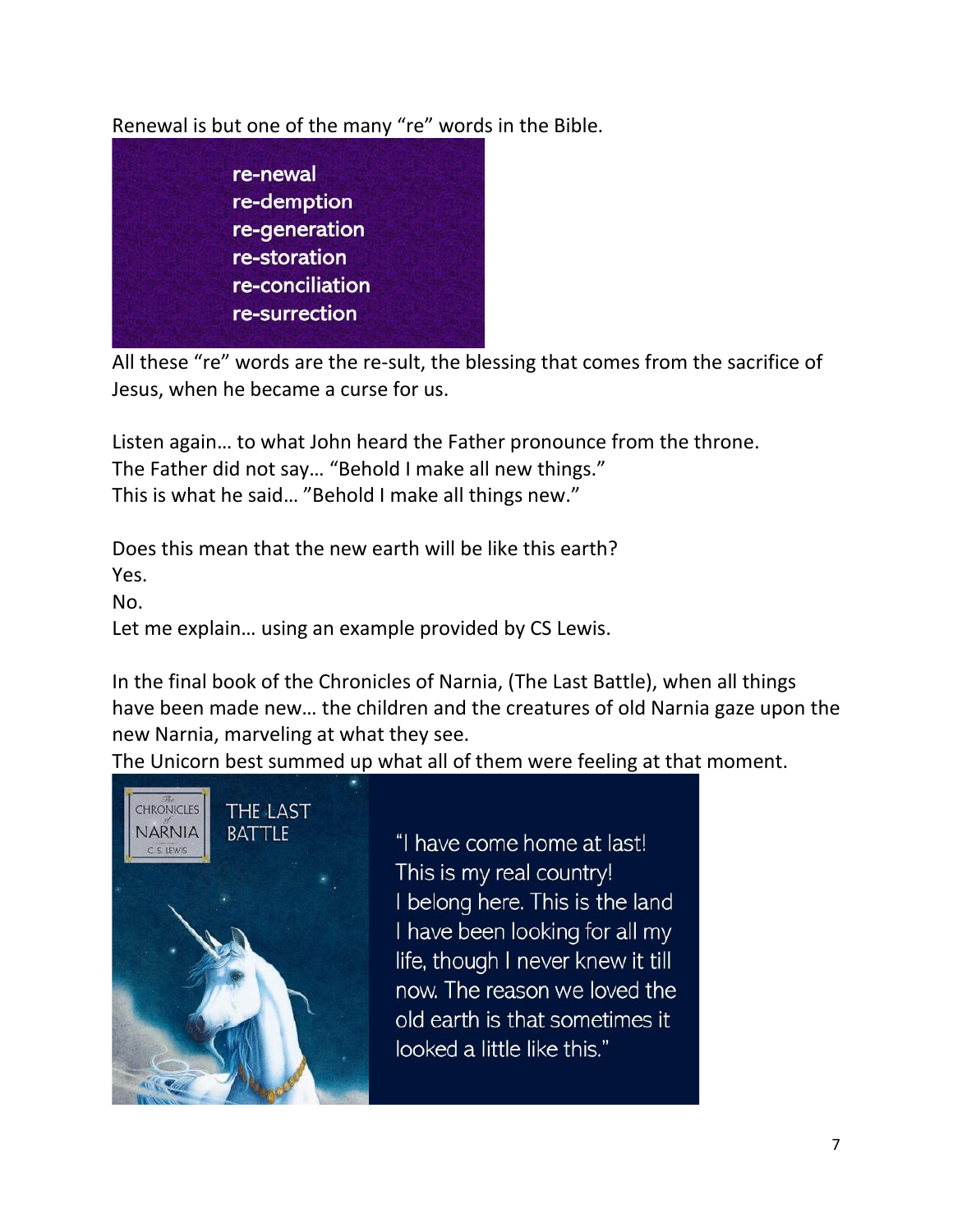Renewal is but one of the many "re" words in the Bible.

re-newal
re-demption
re-generation
re-storation
re-conciliation
re-surrection

All these "re" words are the re-sult, the blessing that comes from the sacrifice of Jesus, when he became a curse for us.

Listen again… to what John heard the Father pronounce from the throne.
The Father did not say… "Behold I make all new things."
This is what he said… "Behold I make all things new."

Does this mean that the new earth will be like this earth?
Yes.
No.
Let me explain… using an example provided by CS Lewis.

In the final book of the Chronicles of Narnia, (The Last Battle), when all things have been made new… the children and the creatures of old Narnia gaze upon the new Narnia, marveling at what they see.
The Unicorn best summed up what all of them were feeling at that moment.

The Chronicles of Narnia – C. S. Lewis – THE LAST BATTLE

"I have come home at last! This is my real country! I belong here. This is the land I have been looking for all my life, though I never knew it till now. The reason we loved the old earth is that sometimes it looked a little like this."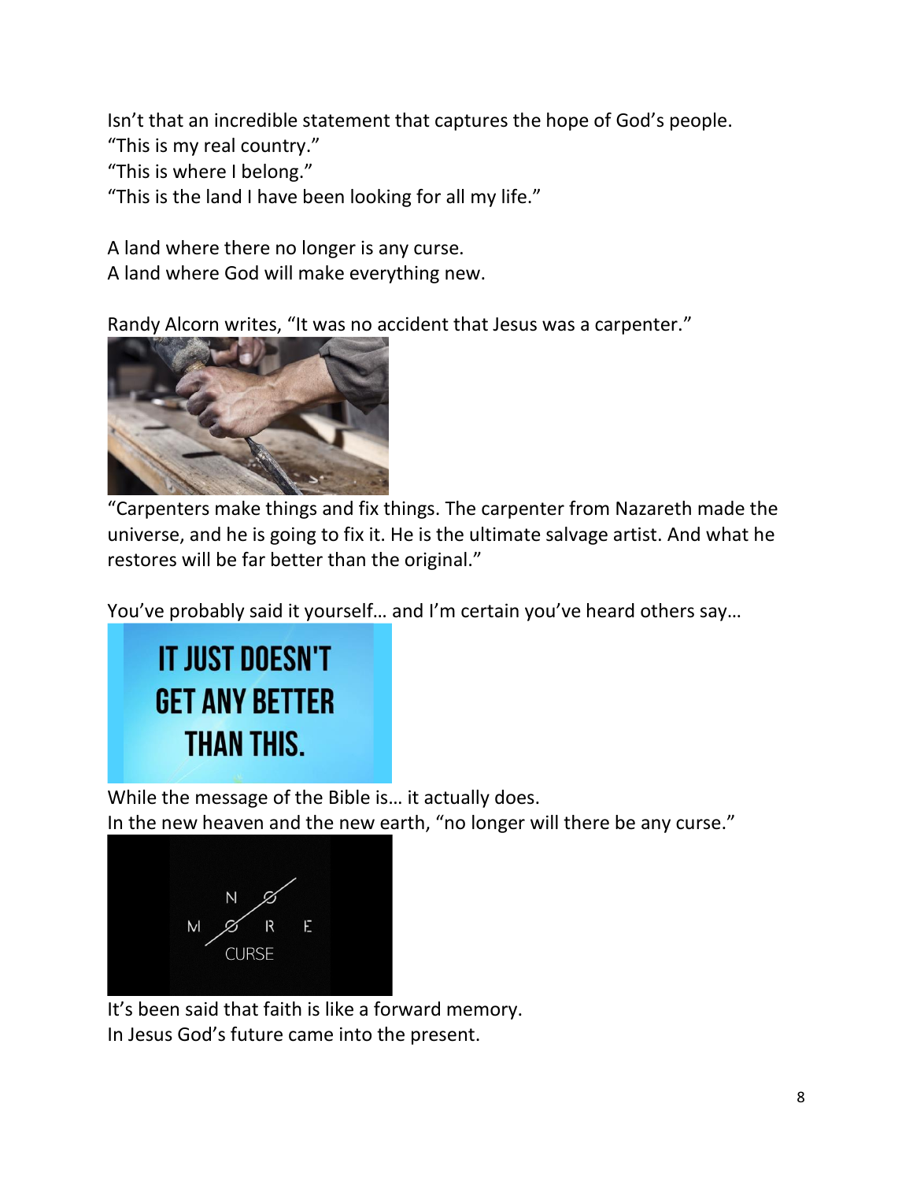Isn't that an incredible statement that captures the hope of God's people.
"This is my real country."
"This is where I belong."
"This is the land I have been looking for all my life."

A land where there no longer is any curse.
A land where God will make everything new.

Randy Alcorn writes, "It was no accident that Jesus was a carpenter."

"Carpenters make things and fix things. The carpenter from Nazareth made the universe, and he is going to fix it. He is the ultimate salvage artist. And what he restores will be far better than the original."

You've probably said it yourself… and I'm certain you've heard others say…

While the message of the Bible is… it actually does.
In the new heaven and the new earth, "no longer will there be any curse."

It's been said that faith is like a forward memory.
In Jesus God's future came into the present.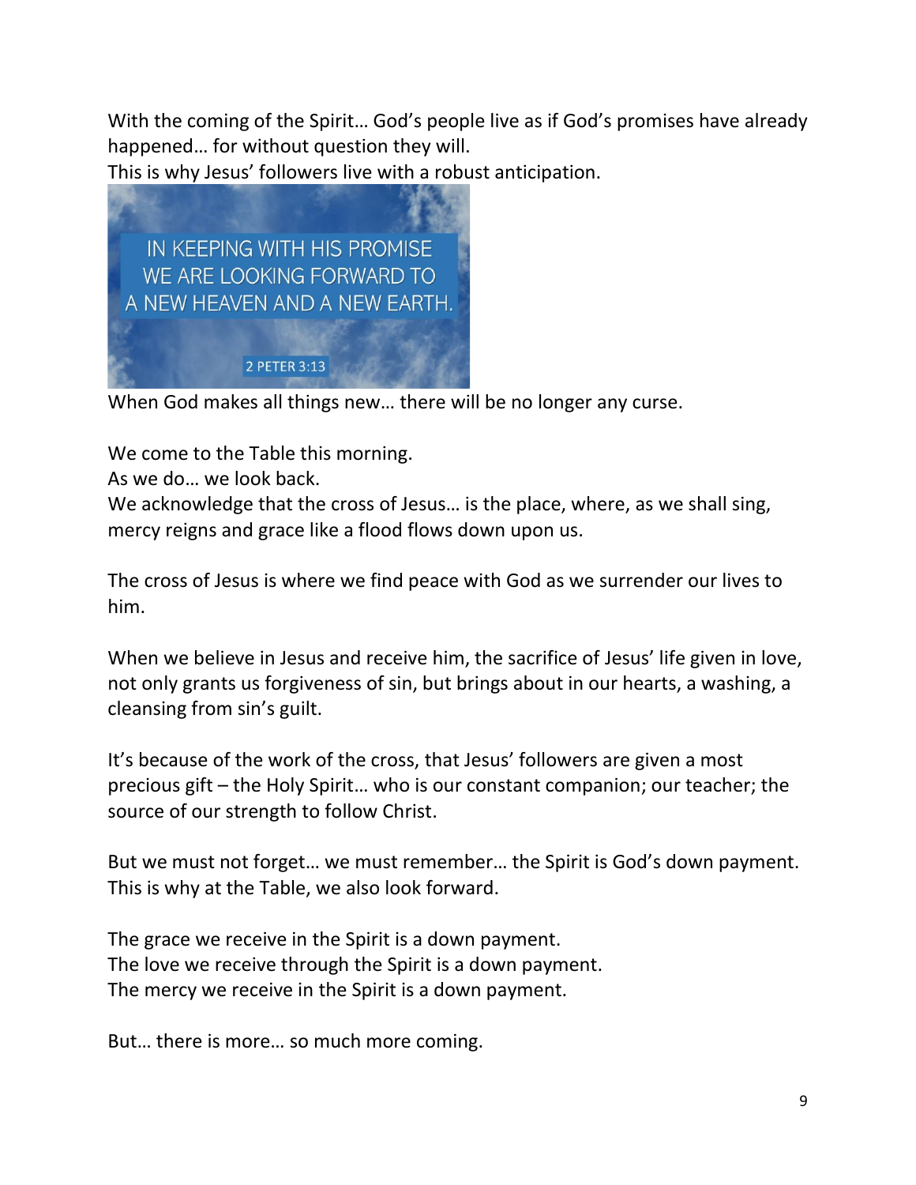With the coming of the Spirit… God's people live as if God's promises have already happened… for without question they will.
This is why Jesus' followers live with a robust anticipation.

IN KEEPING WITH HIS PROMISE WE ARE LOOKING FORWARD TO A NEW HEAVEN AND A NEW EARTH.

2 PETER 3:13

When God makes all things new… there will be no longer any curse.

We come to the Table this morning.
As we do… we look back.
We acknowledge that the cross of Jesus… is the place, where, as we shall sing, mercy reigns and grace like a flood flows down upon us.

The cross of Jesus is where we find peace with God as we surrender our lives to him.

When we believe in Jesus and receive him, the sacrifice of Jesus' life given in love, not only grants us forgiveness of sin, but brings about in our hearts, a washing, a cleansing from sin's guilt.

It's because of the work of the cross, that Jesus' followers are given a most precious gift – the Holy Spirit… who is our constant companion; our teacher; the source of our strength to follow Christ.

But we must not forget… we must remember… the Spirit is God's down payment.
This is why at the Table, we also look forward.

The grace we receive in the Spirit is a down payment.
The love we receive through the Spirit is a down payment.
The mercy we receive in the Spirit is a down payment.

But… there is more… so much more coming.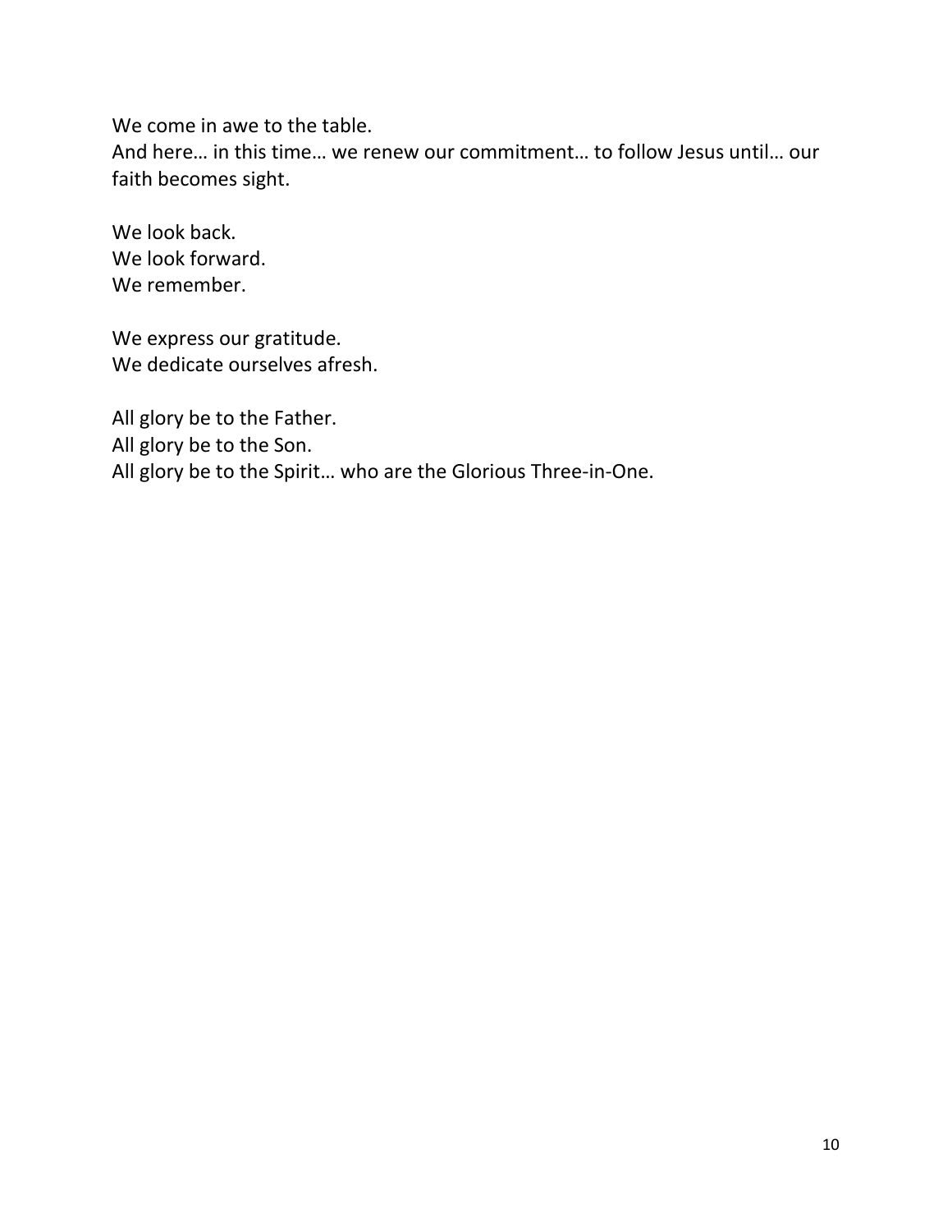We come in awe to the table.
And here… in this time… we renew our commitment… to follow Jesus until… our faith becomes sight.

We look back.
We look forward.
We remember.

We express our gratitude.
We dedicate ourselves afresh.

All glory be to the Father.
All glory be to the Son.
All glory be to the Spirit… who are the Glorious Three-in-One.